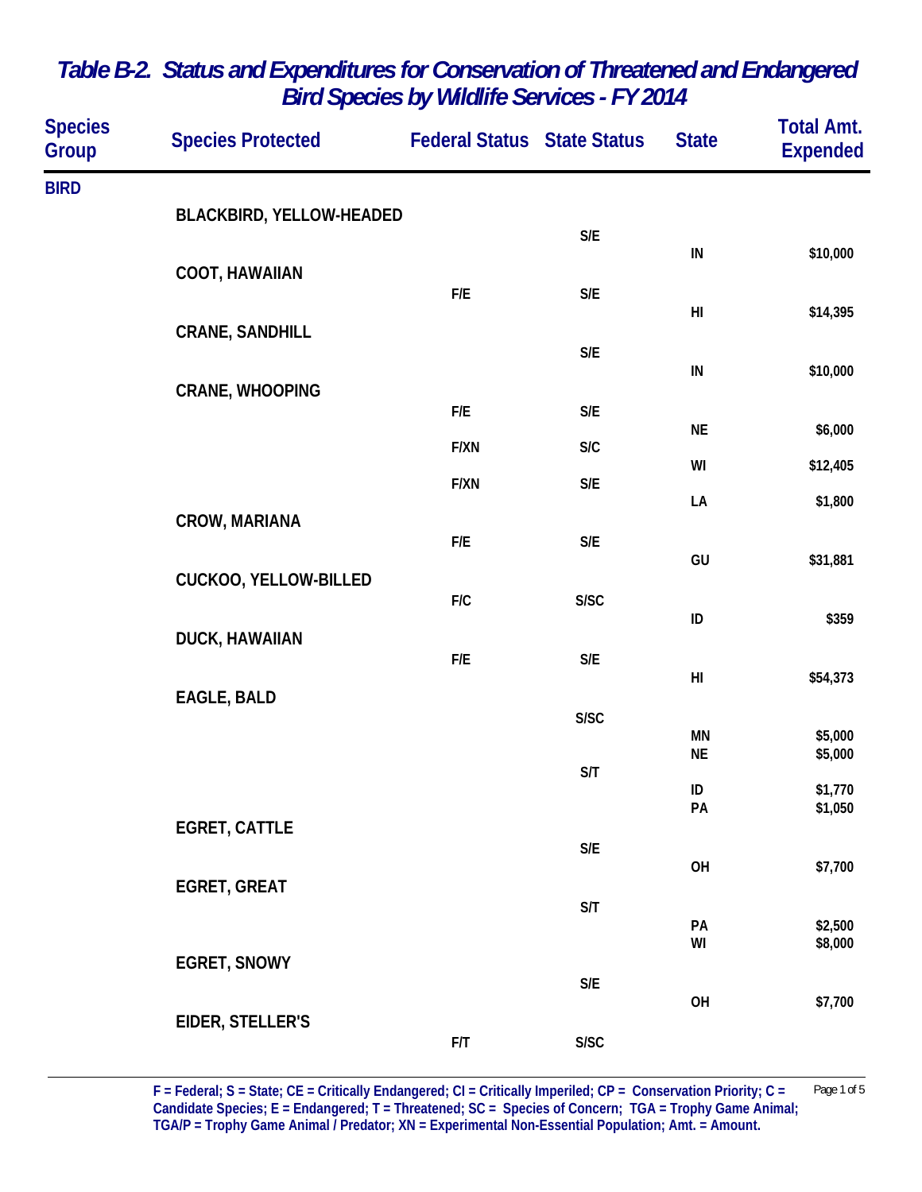# Table B-2. Status and Expenditures for Conservation of Threatened and Endangered Bird Species by Wildlife Services - FY 2014

| Species Group | Species Protected | Federal Status | State Status | State | Total Amt. Expended |
|---|---|---|---|---|---|
| BIRD | | | | | |
| | BLACKBIRD, YELLOW-HEADED | | S/E | IN | $10,000 |
| | COOT, HAWAIIAN | F/E | S/E | HI | $14,395 |
| | CRANE, SANDHILL | | S/E | IN | $10,000 |
| | CRANE, WHOOPING | F/E | S/E | NE | $6,000 |
| | | F/XN | S/C | WI | $12,405 |
| | | F/XN | S/E | LA | $1,800 |
| | CROW, MARIANA | F/E | S/E | GU | $31,881 |
| | CUCKOO, YELLOW-BILLED | F/C | S/SC | ID | $359 |
| | DUCK, HAWAIIAN | F/E | S/E | HI | $54,373 |
| | EAGLE, BALD | | S/SC | MN | $5,000 |
| | | | | NE | $5,000 |
| | | | S/T | ID | $1,770 |
| | | | | PA | $1,050 |
| | EGRET, CATTLE | | S/E | OH | $7,700 |
| | EGRET, GREAT | | S/T | PA | $2,500 |
| | | | | WI | $8,000 |
| | EGRET, SNOWY | | S/E | OH | $7,700 |
| | EIDER, STELLER'S | F/T | S/SC | | |

F = Federal; S = State; CE = Critically Endangered; CI = Critically Imperiled; CP = Conservation Priority; C = Candidate Species; E = Endangered; T = Threatened; SC = Species of Concern; TGA = Trophy Game Animal; TGA/P = Trophy Game Animal / Predator; XN = Experimental Non-Essential Population; Amt. = Amount.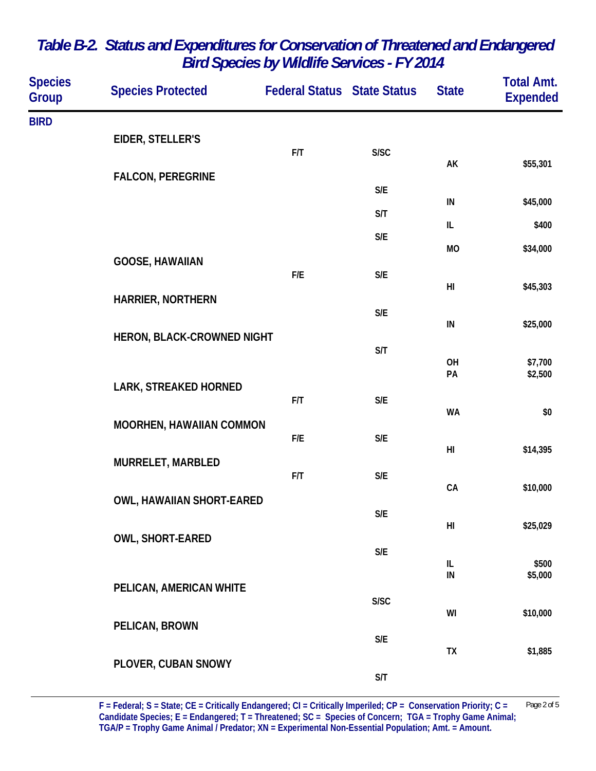# Table B-2. Status and Expenditures for Conservation of Threatened and Endangered Bird Species by Wildlife Services - FY 2014

| Species Group | Species Protected | Federal Status | State Status | State | Total Amt. Expended |
|---|---|---|---|---|---|
| BIRD | | | | | |
| | EIDER, STELLER'S | F/T | S/SC | AK | $55,301 |
| | FALCON, PEREGRINE | | S/E | IN | $45,000 |
| | | | S/T | IL | $400 |
| | | | S/E | MO | $34,000 |
| | GOOSE, HAWAIIAN | F/E | S/E | HI | $45,303 |
| | HARRIER, NORTHERN | | S/E | IN | $25,000 |
| | HERON, BLACK-CROWNED NIGHT | | S/T | OH | $7,700 |
| | | | | PA | $2,500 |
| | LARK, STREAKED HORNED | F/T | S/E | WA | $0 |
| | MOORHEN, HAWAIIAN COMMON | F/E | S/E | HI | $14,395 |
| | MURRELET, MARBLED | F/T | S/E | CA | $10,000 |
| | OWL, HAWAIIAN SHORT-EARED | | S/E | HI | $25,029 |
| | OWL, SHORT-EARED | | S/E | IL | $500 |
| | | | | IN | $5,000 |
| | PELICAN, AMERICAN WHITE | | S/SC | WI | $10,000 |
| | PELICAN, BROWN | | S/E | TX | $1,885 |
| | PLOVER, CUBAN SNOWY | | S/T | | |

F = Federal; S = State; CE = Critically Endangered; CI = Critically Imperiled; CP = Conservation Priority; C = Candidate Species; E = Endangered; T = Threatened; SC = Species of Concern; TGA = Trophy Game Animal; TGA/P = Trophy Game Animal / Predator; XN = Experimental Non-Essential Population; Amt. = Amount.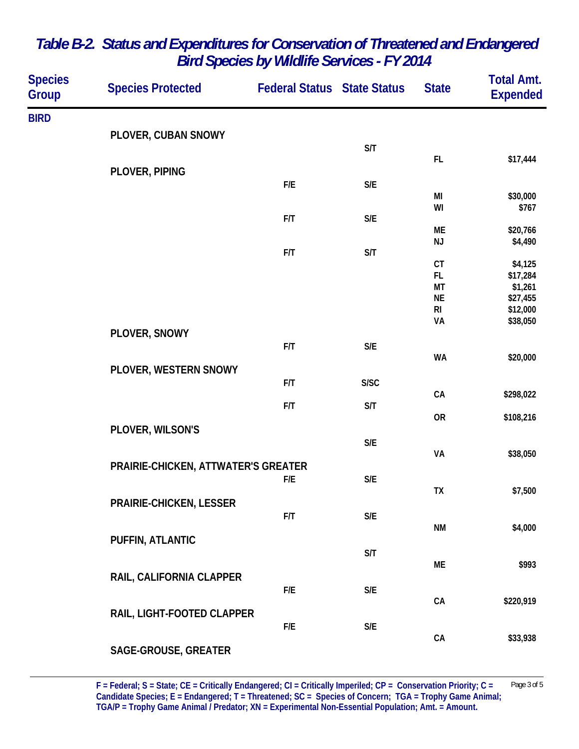# Table B-2. Status and Expenditures for Conservation of Threatened and Endangered Bird Species by Wildlife Services - FY 2014

| Species Group | Species Protected | Federal Status | State Status | State | Total Amt. Expended |
|---|---|---|---|---|---|
| BIRD | | | | | |
| | PLOVER, CUBAN SNOWY | | | | |
| | | | S/T | | |
| | | | | FL | $17,444 |
| | PLOVER, PIPING | | | | |
| | | F/E | S/E | | |
| | | | | MI | $30,000 |
| | | | | WI | $767 |
| | | F/T | S/E | | |
| | | | | ME | $20,766 |
| | | | | NJ | $4,490 |
| | | F/T | S/T | | |
| | | | | CT | $4,125 |
| | | | | FL | $17,284 |
| | | | | MT | $1,261 |
| | | | | NE | $27,455 |
| | | | | RI | $12,000 |
| | | | | VA | $38,050 |
| | PLOVER, SNOWY | | | | |
| | | F/T | S/E | | |
| | | | | WA | $20,000 |
| | PLOVER, WESTERN SNOWY | | | | |
| | | F/T | S/SC | | |
| | | | | CA | $298,022 |
| | | F/T | S/T | | |
| | | | | OR | $108,216 |
| | PLOVER, WILSON'S | | | | |
| | | | S/E | | |
| | | | | VA | $38,050 |
| | PRAIRIE-CHICKEN, ATTWATER'S GREATER | | | | |
| | | F/E | S/E | | |
| | | | | TX | $7,500 |
| | PRAIRIE-CHICKEN, LESSER | | | | |
| | | F/T | S/E | | |
| | | | | NM | $4,000 |
| | PUFFIN, ATLANTIC | | | | |
| | | | S/T | | |
| | | | | ME | $993 |
| | RAIL, CALIFORNIA CLAPPER | | | | |
| | | F/E | S/E | | |
| | | | | CA | $220,919 |
| | RAIL, LIGHT-FOOTED CLAPPER | | | | |
| | | F/E | S/E | | |
| | | | | CA | $33,938 |
| | SAGE-GROUSE, GREATER | | | | |

F = Federal; S = State; CE = Critically Endangered; CI = Critically Imperiled; CP = Conservation Priority; C = Candidate Species; E = Endangered; T = Threatened; SC = Species of Concern; TGA = Trophy Game Animal; TGA/P = Trophy Game Animal / Predator; XN = Experimental Non-Essential Population; Amt. = Amount.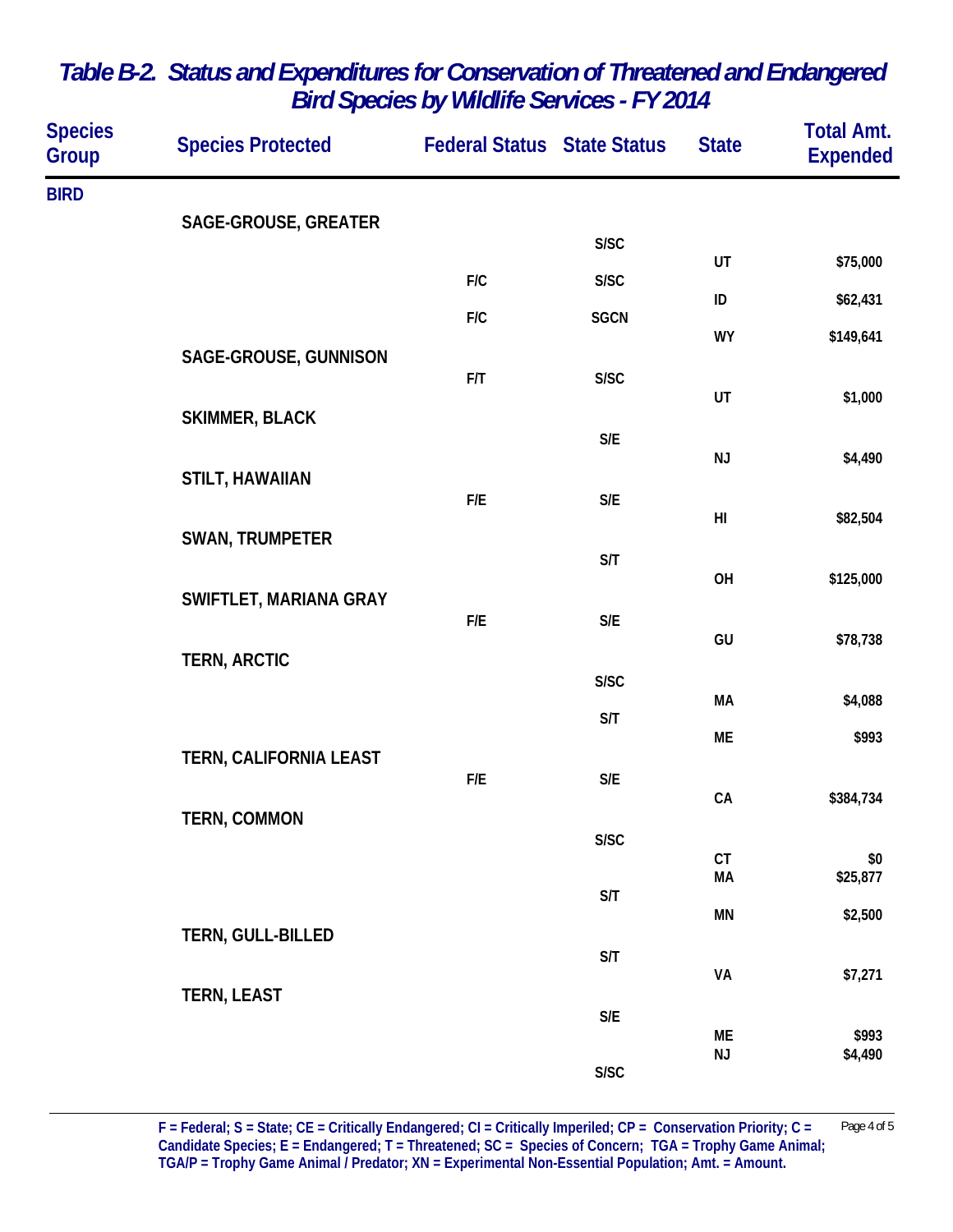# Table B-2. Status and Expenditures for Conservation of Threatened and Endangered Bird Species by Wildlife Services - FY 2014

| Species Group | Species Protected | Federal Status | State Status | State | Total Amt. Expended |
|---|---|---|---|---|---|
| BIRD | | | | | |
| | SAGE-GROUSE, GREATER | | | | |
| | | | S/SC | UT | $75,000 |
| | | F/C | S/SC | ID | $62,431 |
| | | F/C | SGCN | WY | $149,641 |
| | SAGE-GROUSE, GUNNISON | | | | |
| | | F/T | S/SC | UT | $1,000 |
| | SKIMMER, BLACK | | | | |
| | | | S/E | NJ | $4,490 |
| | STILT, HAWAIIAN | | | | |
| | | F/E | S/E | HI | $82,504 |
| | SWAN, TRUMPETER | | | | |
| | | | S/T | OH | $125,000 |
| | SWIFTLET, MARIANA GRAY | | | | |
| | | F/E | S/E | GU | $78,738 |
| | TERN, ARCTIC | | | | |
| | | | S/SC | MA | $4,088 |
| | | | S/T | ME | $993 |
| | TERN, CALIFORNIA LEAST | | | | |
| | | F/E | S/E | CA | $384,734 |
| | TERN, COMMON | | | | |
| | | | S/SC | CT | $0 |
| | | | | MA | $25,877 |
| | | | S/T | MN | $2,500 |
| | TERN, GULL-BILLED | | | | |
| | | | S/T | VA | $7,271 |
| | TERN, LEAST | | | | |
| | | | S/E | ME | $993 |
| | | | | NJ | $4,490 |
| | | | S/SC | | |

F = Federal; S = State; CE = Critically Endangered; CI = Critically Imperiled; CP = Conservation Priority; C = Candidate Species; E = Endangered; T = Threatened; SC = Species of Concern; TGA = Trophy Game Animal; TGA/P = Trophy Game Animal / Predator; XN = Experimental Non-Essential Population; Amt. = Amount.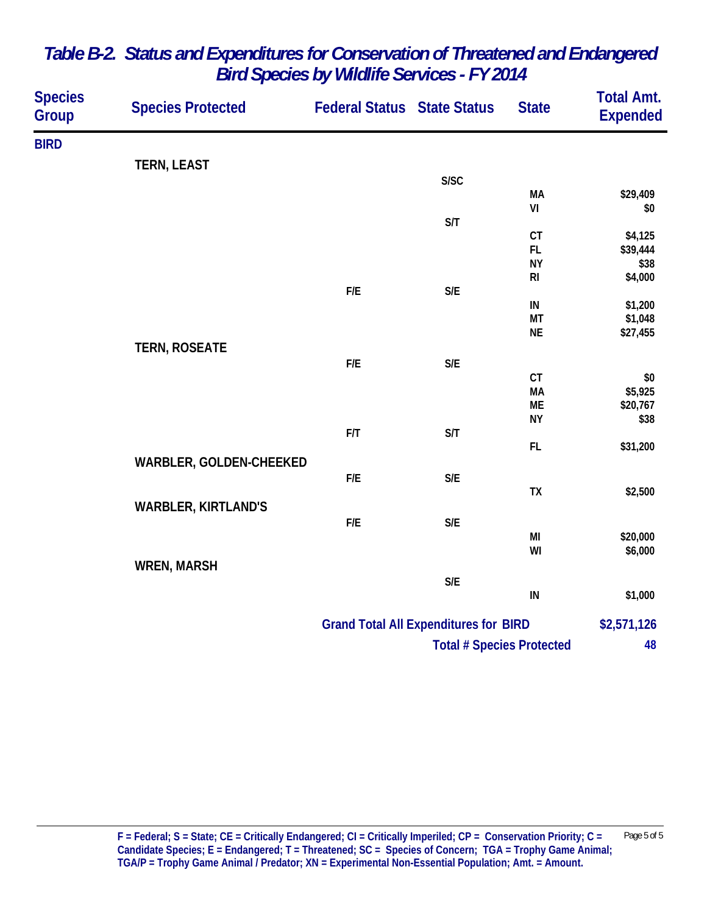## Table B-2. Status and Expenditures for Conservation of Threatened and Endangered Bird Species by Wildlife Services - FY 2014

| Species Group | Species Protected | Federal Status | State Status | State | Total Amt. Expended |
|---|---|---|---|---|---|
| BIRD | | | | | |
| | TERN, LEAST | | | | |
| | | | S/SC | | |
| | | | | MA | $29,409 |
| | | | | VI | $0 |
| | | | S/T | | |
| | | | | CT | $4,125 |
| | | | | FL | $39,444 |
| | | | | NY | $38 |
| | | | | RI | $4,000 |
| | | F/E | S/E | | |
| | | | | IN | $1,200 |
| | | | | MT | $1,048 |
| | | | | NE | $27,455 |
| | TERN, ROSEATE | | | | |
| | | F/E | S/E | | |
| | | | | CT | $0 |
| | | | | MA | $5,925 |
| | | | | ME | $20,767 |
| | | | | NY | $38 |
| | | F/T | S/T | | |
| | | | | FL | $31,200 |
| | WARBLER, GOLDEN-CHEEKED | | | | |
| | | F/E | S/E | | |
| | | | | TX | $2,500 |
| | WARBLER, KIRTLAND'S | | | | |
| | | F/E | S/E | | |
| | | | | MI | $20,000 |
| | | | | WI | $6,000 |
| | WREN, MARSH | | | | |
| | | | S/E | | |
| | | | | IN | $1,000 |
| | | Grand Total All Expenditures for BIRD | | | $2,571,126 |
| | | | Total # Species Protected | | 48 |

F = Federal; S = State; CE = Critically Endangered; CI = Critically Imperiled; CP = Conservation Priority; C = Candidate Species; E = Endangered; T = Threatened; SC = Species of Concern; TGA = Trophy Game Animal; TGA/P = Trophy Game Animal / Predator; XN = Experimental Non-Essential Population; Amt. = Amount.